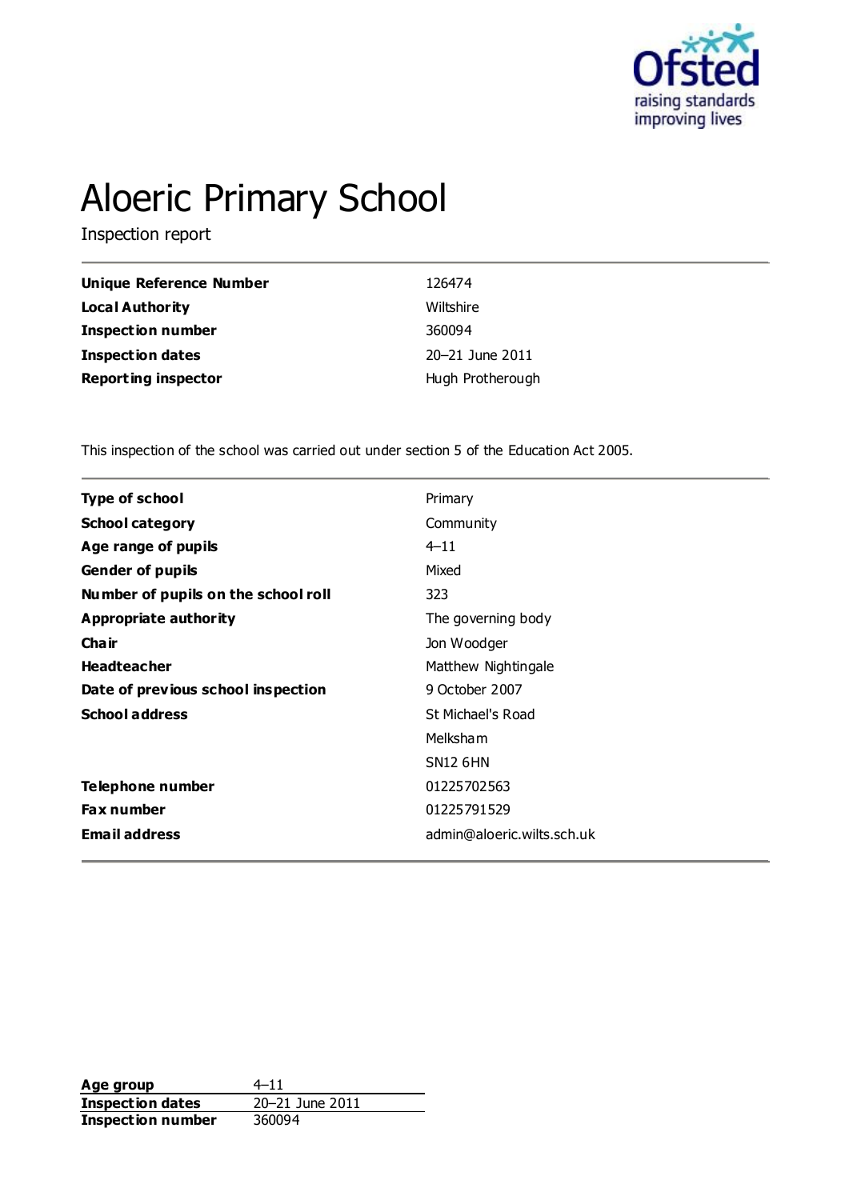# Aloeric Primary School

Inspection report

| | |
|---|---|
| **Unique Reference Number** | 126474 |
| **Local Authority** | Wiltshire |
| **Inspection number** | 360094 |
| **Inspection dates** | 20–21 June 2011 |
| **Reporting inspector** | Hugh Protherough |

This inspection of the school was carried out under section 5 of the Education Act 2005.

| | |
|---|---|
| **Type of school** | Primary |
| **School category** | Community |
| **Age range of pupils** | 4–11 |
| **Gender of pupils** | Mixed |
| **Number of pupils on the school roll** | 323 |
| **Appropriate authority** | The governing body |
| **Chair** | Jon Woodger |
| **Headteacher** | Matthew Nightingale |
| **Date of previous school inspection** | 9 October 2007 |
| **School address** | St Michael's Road<br>Melksham<br>SN12 6HN |
| **Telephone number** | 01225702563 |
| **Fax number** | 01225791529 |
| **Email address** | admin@aloeric.wilts.sch.uk |

| | |
|---|---|
| **Age group** | 4–11 |
| **Inspection dates** | 20–21 June 2011 |
| **Inspection number** | 360094 |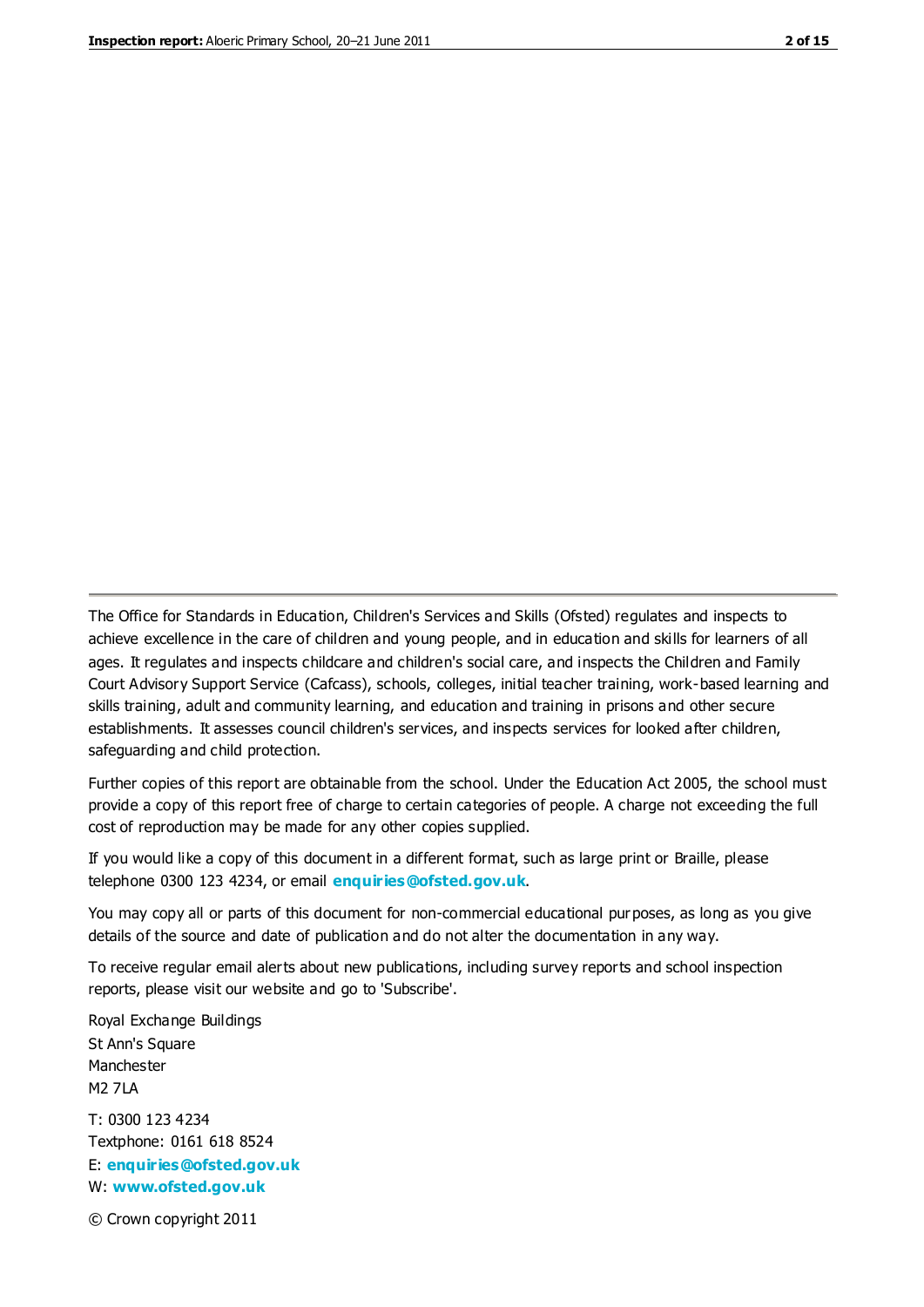The Office for Standards in Education, Children's Services and Skills (Ofsted) regulates and inspects to achieve excellence in the care of children and young people, and in education and skills for learners of all ages. It regulates and inspects childcare and children's social care, and inspects the Children and Family Court Advisory Support Service (Cafcass), schools, colleges, initial teacher training, work-based learning and skills training, adult and community learning, and education and training in prisons and other secure establishments. It assesses council children's services, and inspects services for looked after children, safeguarding and child protection.

Further copies of this report are obtainable from the school. Under the Education Act 2005, the school must provide a copy of this report free of charge to certain categories of people. A charge not exceeding the full cost of reproduction may be made for any other copies supplied.

If you would like a copy of this document in a different format, such as large print or Braille, please telephone 0300 123 4234, or email **enquiries@ofsted.gov.uk**.

You may copy all or parts of this document for non-commercial educational purposes, as long as you give details of the source and date of publication and do not alter the documentation in any way.

To receive regular email alerts about new publications, including survey reports and school inspection reports, please visit our website and go to 'Subscribe'.

Royal Exchange Buildings
St Ann's Square
Manchester
M2 7LA

T: 0300 123 4234
Textphone: 0161 618 8524
E: **enquiries@ofsted.gov.uk**
W: **www.ofsted.gov.uk**

© Crown copyright 2011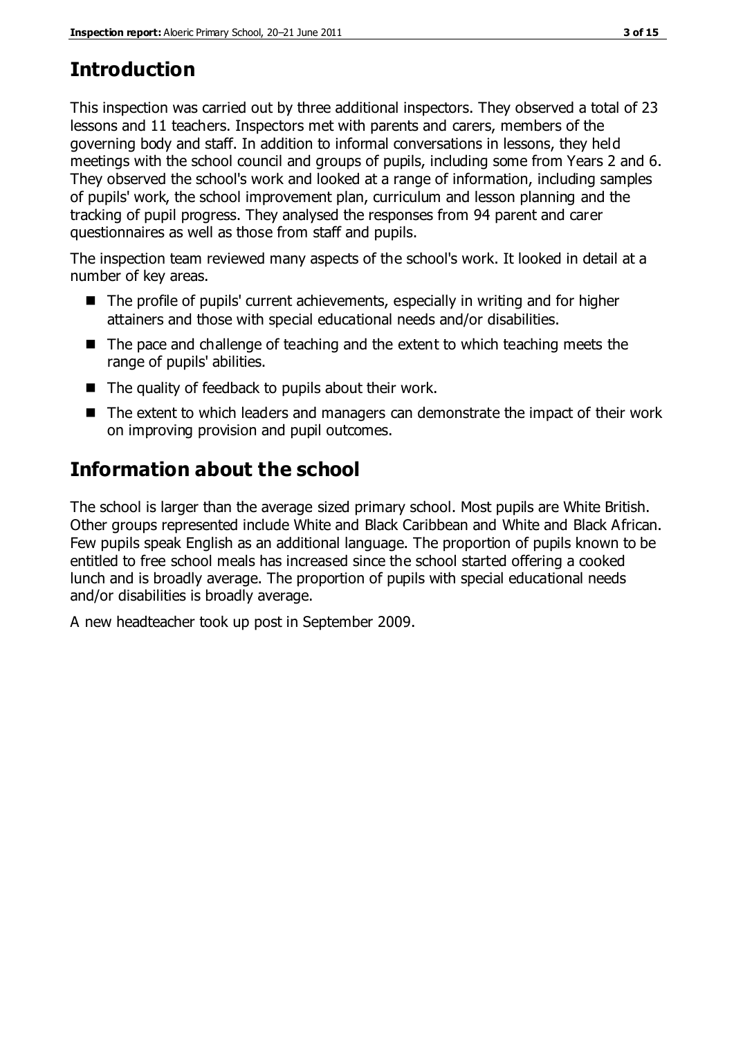## Introduction

This inspection was carried out by three additional inspectors. They observed a total of 23 lessons and 11 teachers. Inspectors met with parents and carers, members of the governing body and staff. In addition to informal conversations in lessons, they held meetings with the school council and groups of pupils, including some from Years 2 and 6. They observed the school's work and looked at a range of information, including samples of pupils' work, the school improvement plan, curriculum and lesson planning and the tracking of pupil progress. They analysed the responses from 94 parent and carer questionnaires as well as those from staff and pupils.

The inspection team reviewed many aspects of the school's work. It looked in detail at a number of key areas.

- The profile of pupils' current achievements, especially in writing and for higher attainers and those with special educational needs and/or disabilities.
- The pace and challenge of teaching and the extent to which teaching meets the range of pupils' abilities.
- The quality of feedback to pupils about their work.
- The extent to which leaders and managers can demonstrate the impact of their work on improving provision and pupil outcomes.

## Information about the school

The school is larger than the average sized primary school. Most pupils are White British. Other groups represented include White and Black Caribbean and White and Black African. Few pupils speak English as an additional language. The proportion of pupils known to be entitled to free school meals has increased since the school started offering a cooked lunch and is broadly average. The proportion of pupils with special educational needs and/or disabilities is broadly average.

A new headteacher took up post in September 2009.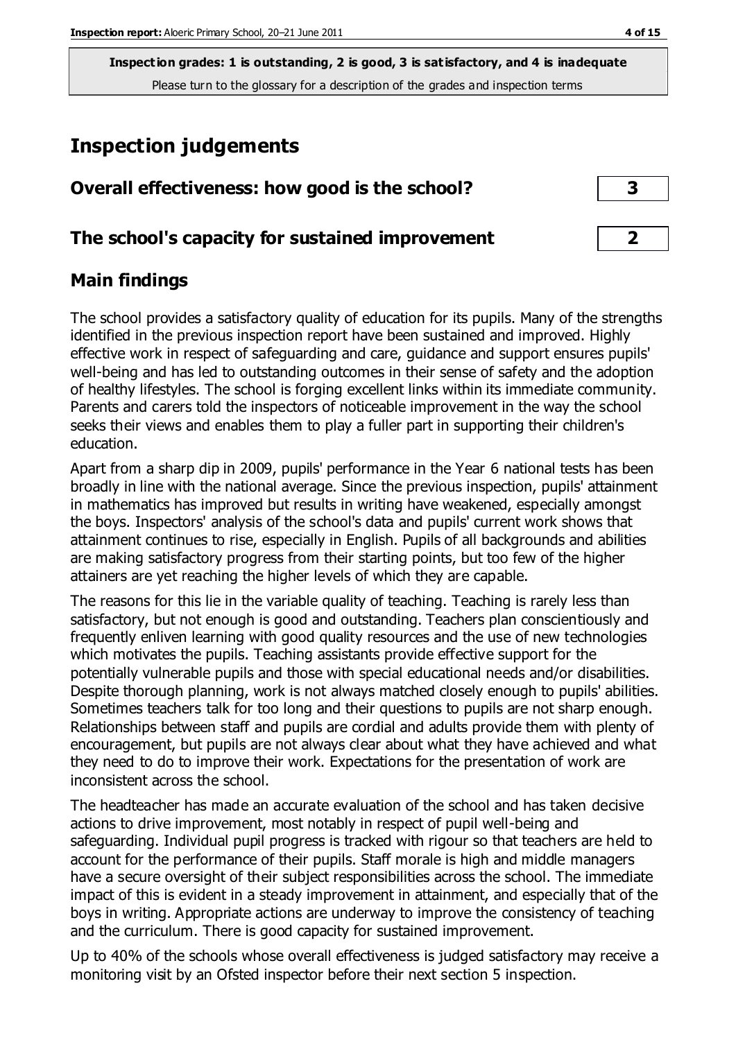**Inspection grades: 1 is outstanding, 2 is good, 3 is satisfactory, and 4 is inadequate**
Please turn to the glossary for a description of the grades and inspection terms

# Inspection judgements

| Overall effectiveness: how good is the school? | 3 |
|---|---|
| **The school's capacity for sustained improvement** | **2** |

## Main findings

The school provides a satisfactory quality of education for its pupils. Many of the strengths identified in the previous inspection report have been sustained and improved. Highly effective work in respect of safeguarding and care, guidance and support ensures pupils' well-being and has led to outstanding outcomes in their sense of safety and the adoption of healthy lifestyles. The school is forging excellent links within its immediate community. Parents and carers told the inspectors of noticeable improvement in the way the school seeks their views and enables them to play a fuller part in supporting their children's education.

Apart from a sharp dip in 2009, pupils' performance in the Year 6 national tests has been broadly in line with the national average. Since the previous inspection, pupils' attainment in mathematics has improved but results in writing have weakened, especially amongst the boys. Inspectors' analysis of the school's data and pupils' current work shows that attainment continues to rise, especially in English. Pupils of all backgrounds and abilities are making satisfactory progress from their starting points, but too few of the higher attainers are yet reaching the higher levels of which they are capable.

The reasons for this lie in the variable quality of teaching. Teaching is rarely less than satisfactory, but not enough is good and outstanding. Teachers plan conscientiously and frequently enliven learning with good quality resources and the use of new technologies which motivates the pupils. Teaching assistants provide effective support for the potentially vulnerable pupils and those with special educational needs and/or disabilities. Despite thorough planning, work is not always matched closely enough to pupils' abilities. Sometimes teachers talk for too long and their questions to pupils are not sharp enough. Relationships between staff and pupils are cordial and adults provide them with plenty of encouragement, but pupils are not always clear about what they have achieved and what they need to do to improve their work. Expectations for the presentation of work are inconsistent across the school.

The headteacher has made an accurate evaluation of the school and has taken decisive actions to drive improvement, most notably in respect of pupil well-being and safeguarding. Individual pupil progress is tracked with rigour so that teachers are held to account for the performance of their pupils. Staff morale is high and middle managers have a secure oversight of their subject responsibilities across the school. The immediate impact of this is evident in a steady improvement in attainment, and especially that of the boys in writing. Appropriate actions are underway to improve the consistency of teaching and the curriculum. There is good capacity for sustained improvement.

Up to 40% of the schools whose overall effectiveness is judged satisfactory may receive a monitoring visit by an Ofsted inspector before their next section 5 inspection.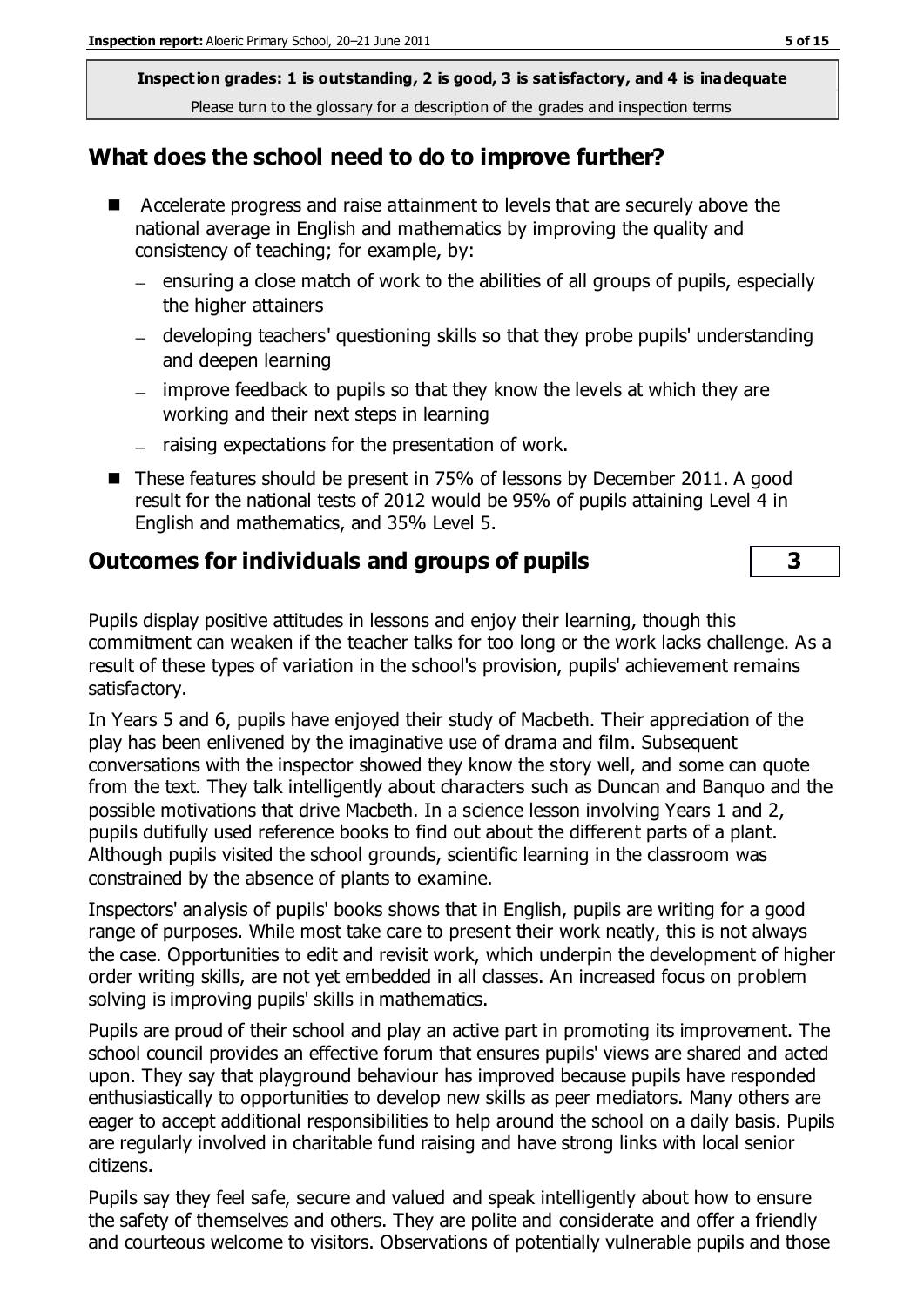**Inspection grades: 1 is outstanding, 2 is good, 3 is satisfactory, and 4 is inadequate**
Please turn to the glossary for a description of the grades and inspection terms

## What does the school need to do to improve further?

- Accelerate progress and raise attainment to levels that are securely above the national average in English and mathematics by improving the quality and consistency of teaching; for example, by:
  - ensuring a close match of work to the abilities of all groups of pupils, especially the higher attainers
  - developing teachers' questioning skills so that they probe pupils' understanding and deepen learning
  - improve feedback to pupils so that they know the levels at which they are working and their next steps in learning
  - raising expectations for the presentation of work.
- These features should be present in 75% of lessons by December 2011. A good result for the national tests of 2012 would be 95% of pupils attaining Level 4 in English and mathematics, and 35% Level 5.

## Outcomes for individuals and groups of pupils **3**

Pupils display positive attitudes in lessons and enjoy their learning, though this commitment can weaken if the teacher talks for too long or the work lacks challenge. As a result of these types of variation in the school's provision, pupils' achievement remains satisfactory.

In Years 5 and 6, pupils have enjoyed their study of Macbeth. Their appreciation of the play has been enlivened by the imaginative use of drama and film. Subsequent conversations with the inspector showed they know the story well, and some can quote from the text. They talk intelligently about characters such as Duncan and Banquo and the possible motivations that drive Macbeth. In a science lesson involving Years 1 and 2, pupils dutifully used reference books to find out about the different parts of a plant. Although pupils visited the school grounds, scientific learning in the classroom was constrained by the absence of plants to examine.

Inspectors' analysis of pupils' books shows that in English, pupils are writing for a good range of purposes. While most take care to present their work neatly, this is not always the case. Opportunities to edit and revisit work, which underpin the development of higher order writing skills, are not yet embedded in all classes. An increased focus on problem solving is improving pupils' skills in mathematics.

Pupils are proud of their school and play an active part in promoting its improvement. The school council provides an effective forum that ensures pupils' views are shared and acted upon. They say that playground behaviour has improved because pupils have responded enthusiastically to opportunities to develop new skills as peer mediators. Many others are eager to accept additional responsibilities to help around the school on a daily basis. Pupils are regularly involved in charitable fund raising and have strong links with local senior citizens.

Pupils say they feel safe, secure and valued and speak intelligently about how to ensure the safety of themselves and others. They are polite and considerate and offer a friendly and courteous welcome to visitors. Observations of potentially vulnerable pupils and those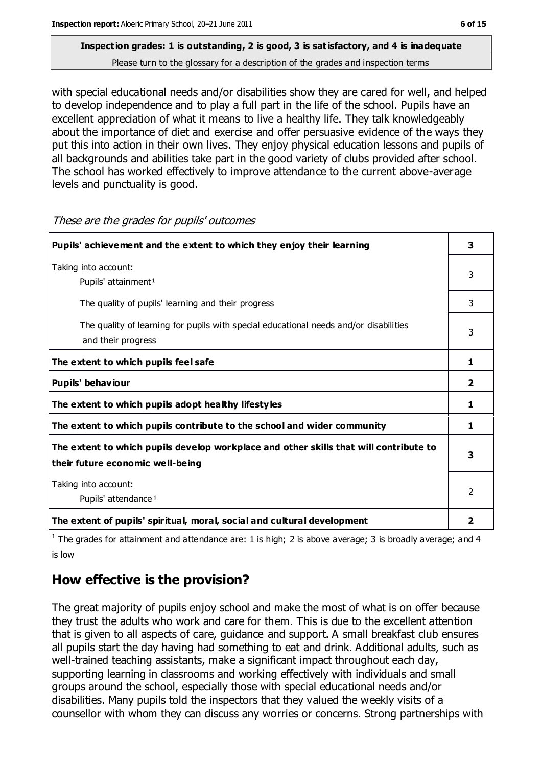**Inspection grades: 1 is outstanding, 2 is good, 3 is satisfactory, and 4 is inadequate**
Please turn to the glossary for a description of the grades and inspection terms

with special educational needs and/or disabilities show they are cared for well, and helped to develop independence and to play a full part in the life of the school. Pupils have an excellent appreciation of what it means to live a healthy life. They talk knowledgeably about the importance of diet and exercise and offer persuasive evidence of the ways they put this into action in their own lives. They enjoy physical education lessons and pupils of all backgrounds and abilities take part in the good variety of clubs provided after school. The school has worked effectively to improve attendance to the current above-average levels and punctuality is good.

*These are the grades for pupils' outcomes*

| | |
|---|---|
| **Pupils' achievement and the extent to which they enjoy their learning** | **3** |
| Taking into account: Pupils' attainment[1] | 3 |
| The quality of pupils' learning and their progress | 3 |
| The quality of learning for pupils with special educational needs and/or disabilities and their progress | 3 |
| **The extent to which pupils feel safe** | **1** |
| **Pupils' behaviour** | **2** |
| **The extent to which pupils adopt healthy lifestyles** | **1** |
| **The extent to which pupils contribute to the school and wider community** | **1** |
| **The extent to which pupils develop workplace and other skills that will contribute to their future economic well-being** | **3** |
| Taking into account: Pupils' attendance[1] | 2 |
| **The extent of pupils' spiritual, moral, social and cultural development** | **2** |

[1] The grades for attainment and attendance are: 1 is high; 2 is above average; 3 is broadly average; and 4 is low

## How effective is the provision?

The great majority of pupils enjoy school and make the most of what is on offer because they trust the adults who work and care for them. This is due to the excellent attention that is given to all aspects of care, guidance and support. A small breakfast club ensures all pupils start the day having had something to eat and drink. Additional adults, such as well-trained teaching assistants, make a significant impact throughout each day, supporting learning in classrooms and working effectively with individuals and small groups around the school, especially those with special educational needs and/or disabilities. Many pupils told the inspectors that they valued the weekly visits of a counsellor with whom they can discuss any worries or concerns. Strong partnerships with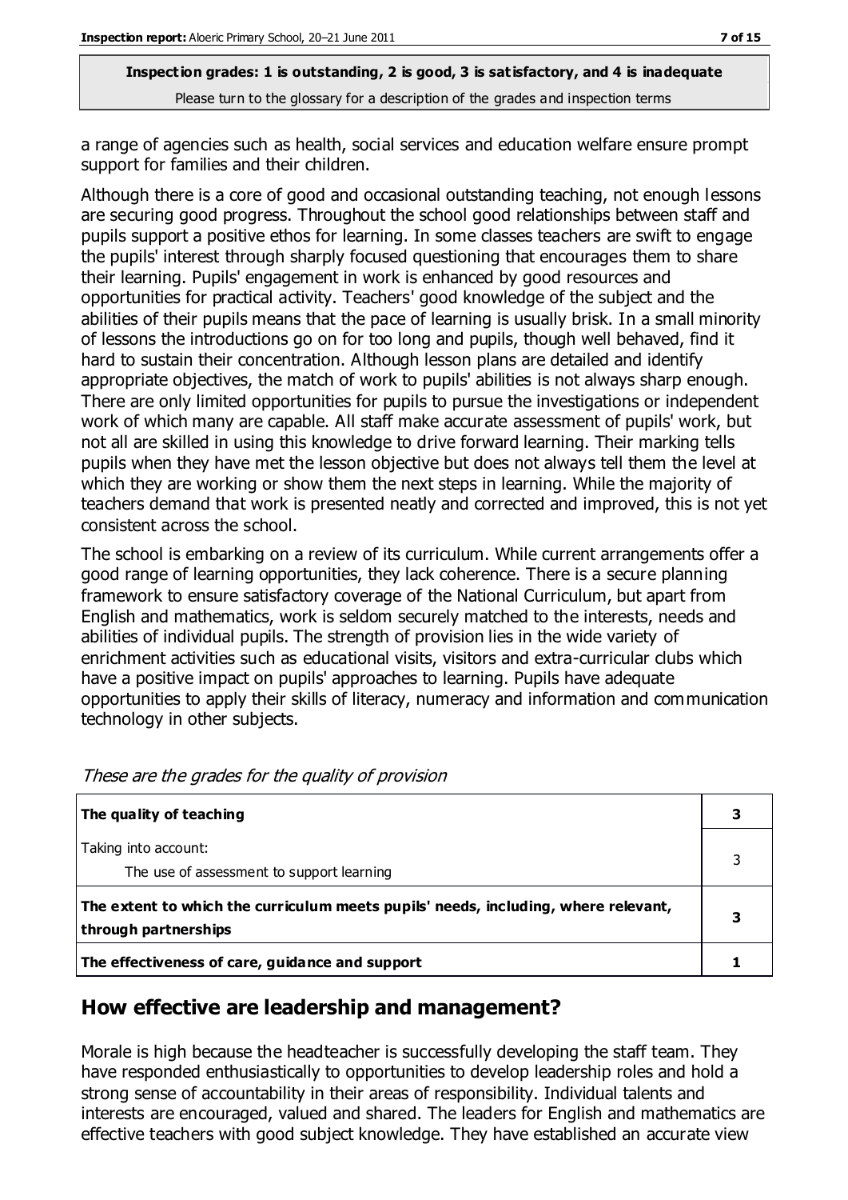**Inspection grades: 1 is outstanding, 2 is good, 3 is satisfactory, and 4 is inadequate**
Please turn to the glossary for a description of the grades and inspection terms

a range of agencies such as health, social services and education welfare ensure prompt support for families and their children.

Although there is a core of good and occasional outstanding teaching, not enough lessons are securing good progress. Throughout the school good relationships between staff and pupils support a positive ethos for learning. In some classes teachers are swift to engage the pupils' interest through sharply focused questioning that encourages them to share their learning. Pupils' engagement in work is enhanced by good resources and opportunities for practical activity. Teachers' good knowledge of the subject and the abilities of their pupils means that the pace of learning is usually brisk. In a small minority of lessons the introductions go on for too long and pupils, though well behaved, find it hard to sustain their concentration. Although lesson plans are detailed and identify appropriate objectives, the match of work to pupils' abilities is not always sharp enough. There are only limited opportunities for pupils to pursue the investigations or independent work of which many are capable. All staff make accurate assessment of pupils' work, but not all are skilled in using this knowledge to drive forward learning. Their marking tells pupils when they have met the lesson objective but does not always tell them the level at which they are working or show them the next steps in learning. While the majority of teachers demand that work is presented neatly and corrected and improved, this is not yet consistent across the school.

The school is embarking on a review of its curriculum. While current arrangements offer a good range of learning opportunities, they lack coherence. There is a secure planning framework to ensure satisfactory coverage of the National Curriculum, but apart from English and mathematics, work is seldom securely matched to the interests, needs and abilities of individual pupils. The strength of provision lies in the wide variety of enrichment activities such as educational visits, visitors and extra-curricular clubs which have a positive impact on pupils' approaches to learning. Pupils have adequate opportunities to apply their skills of literacy, numeracy and information and communication technology in other subjects.

*These are the grades for the quality of provision*

| | |
|---|---|
| **The quality of teaching** | **3** |
| Taking into account:<br>The use of assessment to support learning | 3 |
| **The extent to which the curriculum meets pupils' needs, including, where relevant, through partnerships** | **3** |
| **The effectiveness of care, guidance and support** | **1** |

## How effective are leadership and management?

Morale is high because the headteacher is successfully developing the staff team. They have responded enthusiastically to opportunities to develop leadership roles and hold a strong sense of accountability in their areas of responsibility. Individual talents and interests are encouraged, valued and shared. The leaders for English and mathematics are effective teachers with good subject knowledge. They have established an accurate view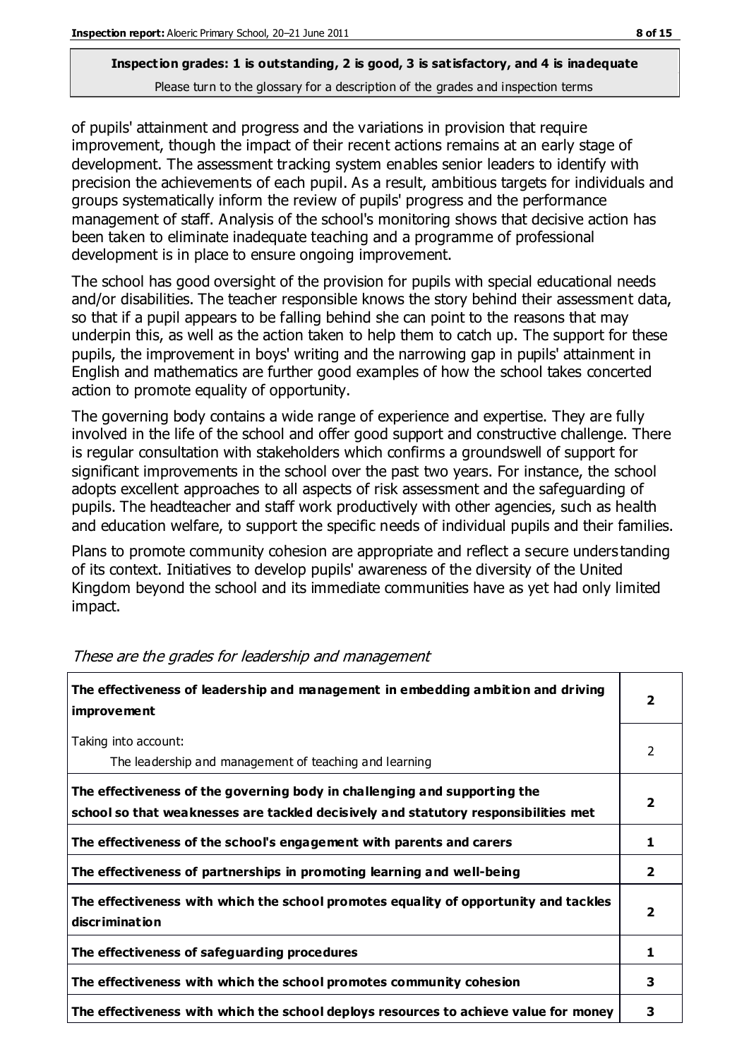**Inspection grades: 1 is outstanding, 2 is good, 3 is satisfactory, and 4 is inadequate**
Please turn to the glossary for a description of the grades and inspection terms

of pupils' attainment and progress and the variations in provision that require improvement, though the impact of their recent actions remains at an early stage of development. The assessment tracking system enables senior leaders to identify with precision the achievements of each pupil. As a result, ambitious targets for individuals and groups systematically inform the review of pupils' progress and the performance management of staff. Analysis of the school's monitoring shows that decisive action has been taken to eliminate inadequate teaching and a programme of professional development is in place to ensure ongoing improvement.

The school has good oversight of the provision for pupils with special educational needs and/or disabilities. The teacher responsible knows the story behind their assessment data, so that if a pupil appears to be falling behind she can point to the reasons that may underpin this, as well as the action taken to help them to catch up. The support for these pupils, the improvement in boys' writing and the narrowing gap in pupils' attainment in English and mathematics are further good examples of how the school takes concerted action to promote equality of opportunity.

The governing body contains a wide range of experience and expertise. They are fully involved in the life of the school and offer good support and constructive challenge. There is regular consultation with stakeholders which confirms a groundswell of support for significant improvements in the school over the past two years. For instance, the school adopts excellent approaches to all aspects of risk assessment and the safeguarding of pupils. The headteacher and staff work productively with other agencies, such as health and education welfare, to support the specific needs of individual pupils and their families.

Plans to promote community cohesion are appropriate and reflect a secure understanding of its context. Initiatives to develop pupils' awareness of the diversity of the United Kingdom beyond the school and its immediate communities have as yet had only limited impact.

*These are the grades for leadership and management*

| | |
|---|---|
| **The effectiveness of leadership and management in embedding ambition and driving improvement** | **2** |
| Taking into account:<br>The leadership and management of teaching and learning | 2 |
| **The effectiveness of the governing body in challenging and supporting the school so that weaknesses are tackled decisively and statutory responsibilities met** | **2** |
| **The effectiveness of the school's engagement with parents and carers** | **1** |
| **The effectiveness of partnerships in promoting learning and well-being** | **2** |
| **The effectiveness with which the school promotes equality of opportunity and tackles discrimination** | **2** |
| **The effectiveness of safeguarding procedures** | **1** |
| **The effectiveness with which the school promotes community cohesion** | **3** |
| **The effectiveness with which the school deploys resources to achieve value for money** | **3** |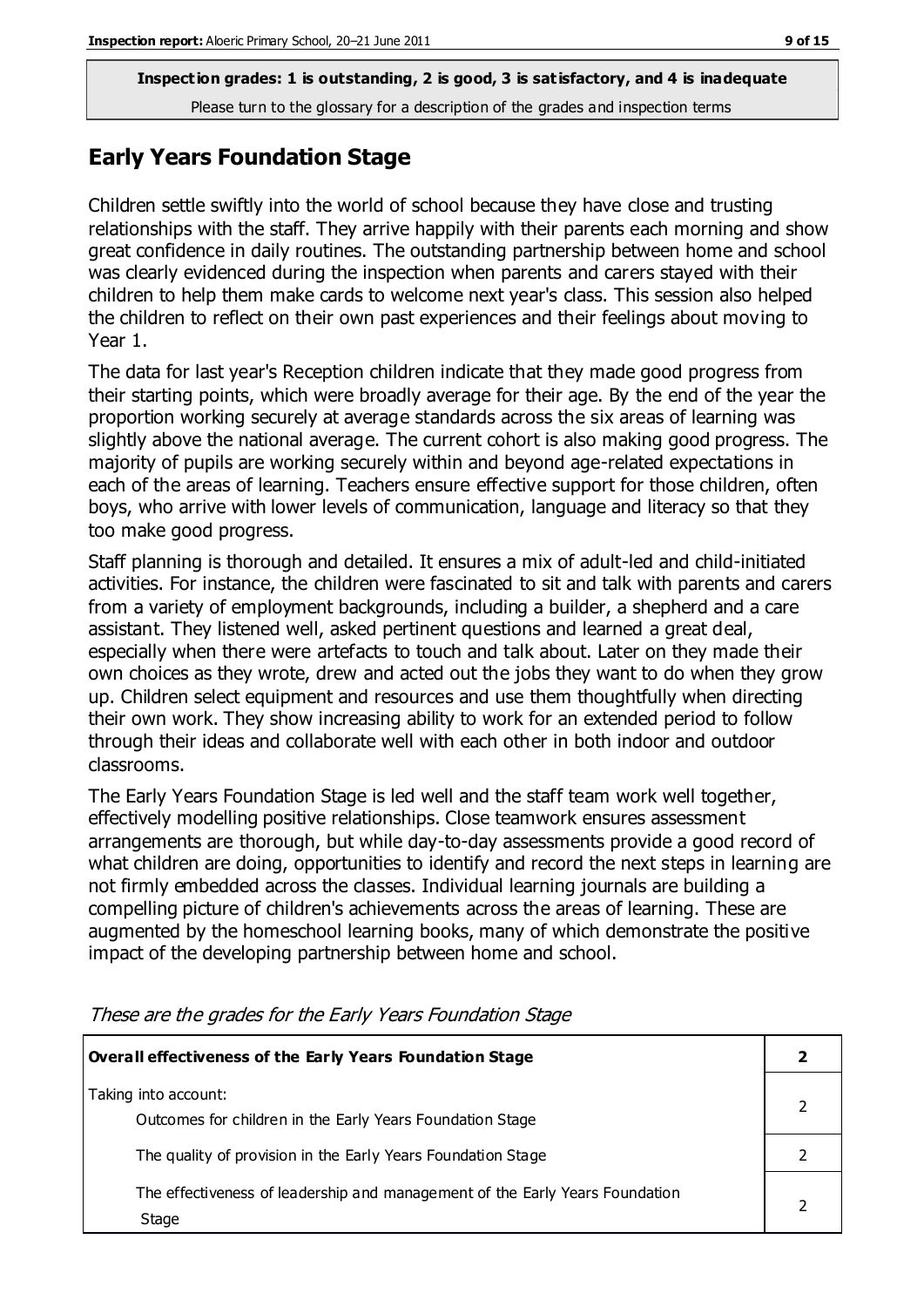**Inspection grades: 1 is outstanding, 2 is good, 3 is satisfactory, and 4 is inadequate**
Please turn to the glossary for a description of the grades and inspection terms

## Early Years Foundation Stage

Children settle swiftly into the world of school because they have close and trusting relationships with the staff. They arrive happily with their parents each morning and show great confidence in daily routines. The outstanding partnership between home and school was clearly evidenced during the inspection when parents and carers stayed with their children to help them make cards to welcome next year's class. This session also helped the children to reflect on their own past experiences and their feelings about moving to Year 1.

The data for last year's Reception children indicate that they made good progress from their starting points, which were broadly average for their age. By the end of the year the proportion working securely at average standards across the six areas of learning was slightly above the national average. The current cohort is also making good progress. The majority of pupils are working securely within and beyond age-related expectations in each of the areas of learning. Teachers ensure effective support for those children, often boys, who arrive with lower levels of communication, language and literacy so that they too make good progress.

Staff planning is thorough and detailed. It ensures a mix of adult-led and child-initiated activities. For instance, the children were fascinated to sit and talk with parents and carers from a variety of employment backgrounds, including a builder, a shepherd and a care assistant. They listened well, asked pertinent questions and learned a great deal, especially when there were artefacts to touch and talk about. Later on they made their own choices as they wrote, drew and acted out the jobs they want to do when they grow up. Children select equipment and resources and use them thoughtfully when directing their own work. They show increasing ability to work for an extended period to follow through their ideas and collaborate well with each other in both indoor and outdoor classrooms.

The Early Years Foundation Stage is led well and the staff team work well together, effectively modelling positive relationships. Close teamwork ensures assessment arrangements are thorough, but while day-to-day assessments provide a good record of what children are doing, opportunities to identify and record the next steps in learning are not firmly embedded across the classes. Individual learning journals are building a compelling picture of children's achievements across the areas of learning. These are augmented by the homeschool learning books, many of which demonstrate the positive impact of the developing partnership between home and school.

*These are the grades for the Early Years Foundation Stage*

| **Overall effectiveness of the Early Years Foundation Stage** | **2** |
|---|---|
| Taking into account: Outcomes for children in the Early Years Foundation Stage | 2 |
| The quality of provision in the Early Years Foundation Stage | 2 |
| The effectiveness of leadership and management of the Early Years Foundation Stage | 2 |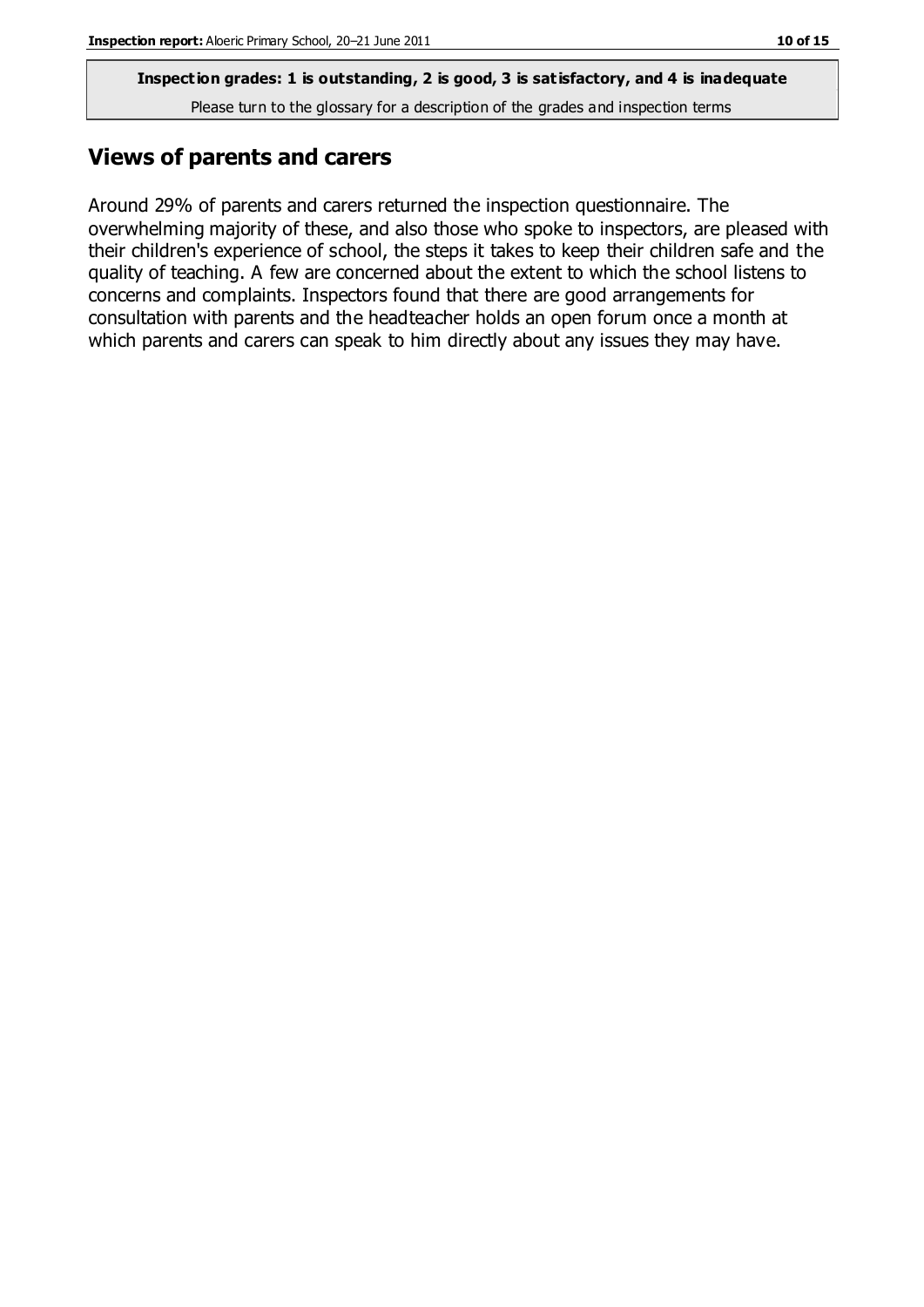**Inspection grades: 1 is outstanding, 2 is good, 3 is satisfactory, and 4 is inadequate**
Please turn to the glossary for a description of the grades and inspection terms

## Views of parents and carers

Around 29% of parents and carers returned the inspection questionnaire. The overwhelming majority of these, and also those who spoke to inspectors, are pleased with their children's experience of school, the steps it takes to keep their children safe and the quality of teaching. A few are concerned about the extent to which the school listens to concerns and complaints. Inspectors found that there are good arrangements for consultation with parents and the headteacher holds an open forum once a month at which parents and carers can speak to him directly about any issues they may have.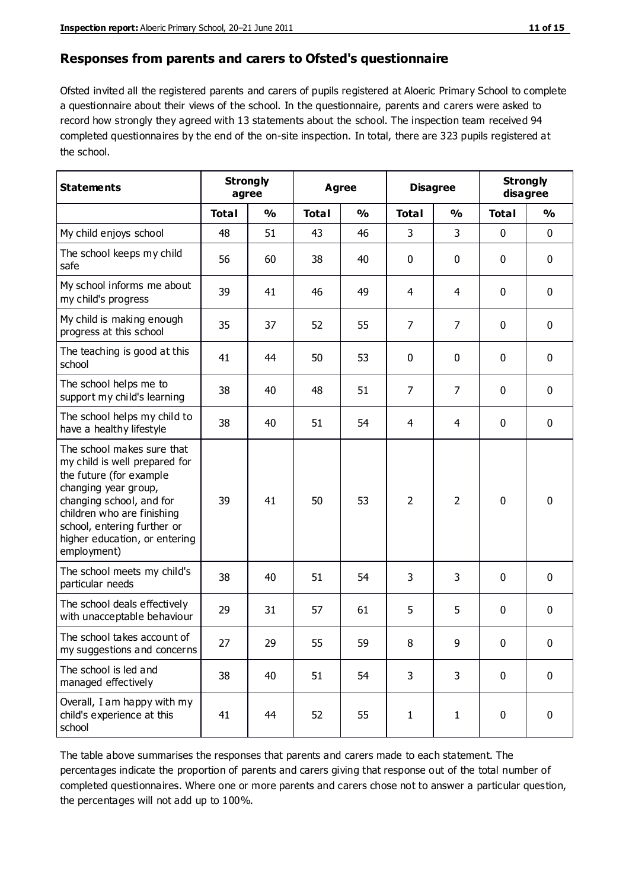## Responses from parents and carers to Ofsted's questionnaire

Ofsted invited all the registered parents and carers of pupils registered at Aloeric Primary School to complete a questionnaire about their views of the school. In the questionnaire, parents and carers were asked to record how strongly they agreed with 13 statements about the school. The inspection team received 94 completed questionnaires by the end of the on-site inspection. In total, there are 323 pupils registered at the school.

| Statements | Strongly agree | | Agree | | Disagree | | Strongly disagree | |
|---|---|---|---|---|---|---|---|---|
| | **Total** | **%** | **Total** | **%** | **Total** | **%** | **Total** | **%** |
| My child enjoys school | 48 | 51 | 43 | 46 | 3 | 3 | 0 | 0 |
| The school keeps my child safe | 56 | 60 | 38 | 40 | 0 | 0 | 0 | 0 |
| My school informs me about my child's progress | 39 | 41 | 46 | 49 | 4 | 4 | 0 | 0 |
| My child is making enough progress at this school | 35 | 37 | 52 | 55 | 7 | 7 | 0 | 0 |
| The teaching is good at this school | 41 | 44 | 50 | 53 | 0 | 0 | 0 | 0 |
| The school helps me to support my child's learning | 38 | 40 | 48 | 51 | 7 | 7 | 0 | 0 |
| The school helps my child to have a healthy lifestyle | 38 | 40 | 51 | 54 | 4 | 4 | 0 | 0 |
| The school makes sure that my child is well prepared for the future (for example changing year group, changing school, and for children who are finishing school, entering further or higher education, or entering employment) | 39 | 41 | 50 | 53 | 2 | 2 | 0 | 0 |
| The school meets my child's particular needs | 38 | 40 | 51 | 54 | 3 | 3 | 0 | 0 |
| The school deals effectively with unacceptable behaviour | 29 | 31 | 57 | 61 | 5 | 5 | 0 | 0 |
| The school takes account of my suggestions and concerns | 27 | 29 | 55 | 59 | 8 | 9 | 0 | 0 |
| The school is led and managed effectively | 38 | 40 | 51 | 54 | 3 | 3 | 0 | 0 |
| Overall, I am happy with my child's experience at this school | 41 | 44 | 52 | 55 | 1 | 1 | 0 | 0 |

The table above summarises the responses that parents and carers made to each statement. The percentages indicate the proportion of parents and carers giving that response out of the total number of completed questionnaires. Where one or more parents and carers chose not to answer a particular question, the percentages will not add up to 100%.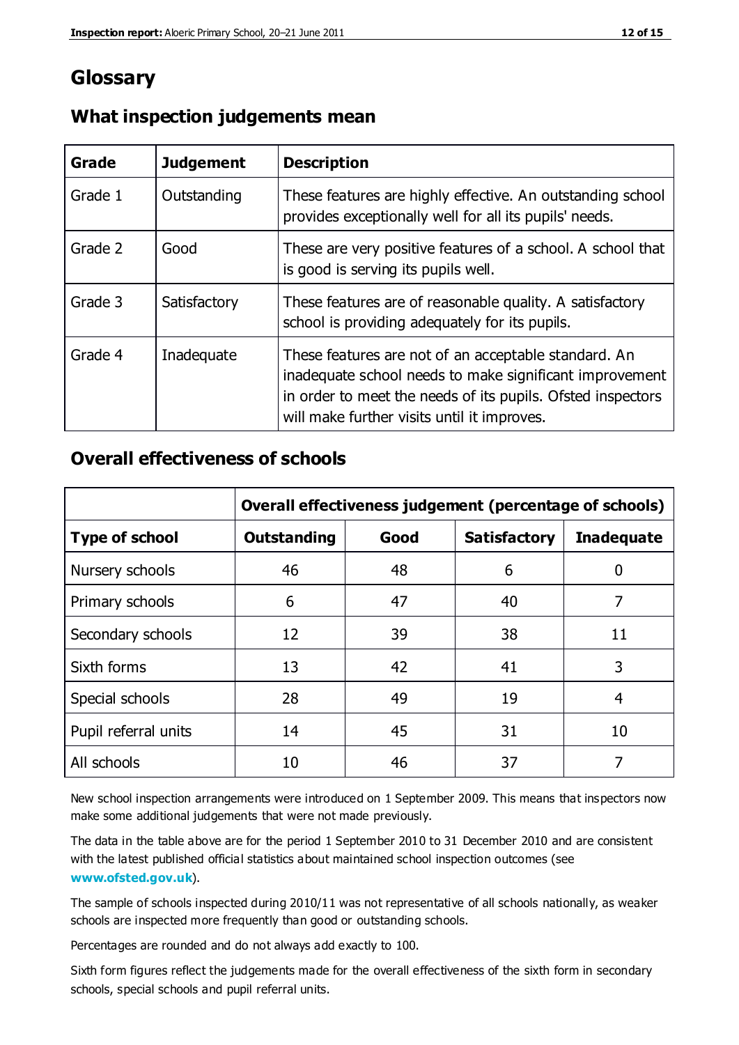# Glossary

## What inspection judgements mean

| Grade | Judgement | Description |
|---|---|---|
| Grade 1 | Outstanding | These features are highly effective. An outstanding school provides exceptionally well for all its pupils' needs. |
| Grade 2 | Good | These are very positive features of a school. A school that is good is serving its pupils well. |
| Grade 3 | Satisfactory | These features are of reasonable quality. A satisfactory school is providing adequately for its pupils. |
| Grade 4 | Inadequate | These features are not of an acceptable standard. An inadequate school needs to make significant improvement in order to meet the needs of its pupils. Ofsted inspectors will make further visits until it improves. |

## Overall effectiveness of schools

| | Overall effectiveness judgement (percentage of schools) | | | |
|---|---|---|---|---|
| **Type of school** | **Outstanding** | **Good** | **Satisfactory** | **Inadequate** |
| Nursery schools | 46 | 48 | 6 | 0 |
| Primary schools | 6 | 47 | 40 | 7 |
| Secondary schools | 12 | 39 | 38 | 11 |
| Sixth forms | 13 | 42 | 41 | 3 |
| Special schools | 28 | 49 | 19 | 4 |
| Pupil referral units | 14 | 45 | 31 | 10 |
| All schools | 10 | 46 | 37 | 7 |

New school inspection arrangements were introduced on 1 September 2009. This means that inspectors now make some additional judgements that were not made previously.

The data in the table above are for the period 1 September 2010 to 31 December 2010 and are consistent with the latest published official statistics about maintained school inspection outcomes (see **www.ofsted.gov.uk**).

The sample of schools inspected during 2010/11 was not representative of all schools nationally, as weaker schools are inspected more frequently than good or outstanding schools.

Percentages are rounded and do not always add exactly to 100.

Sixth form figures reflect the judgements made for the overall effectiveness of the sixth form in secondary schools, special schools and pupil referral units.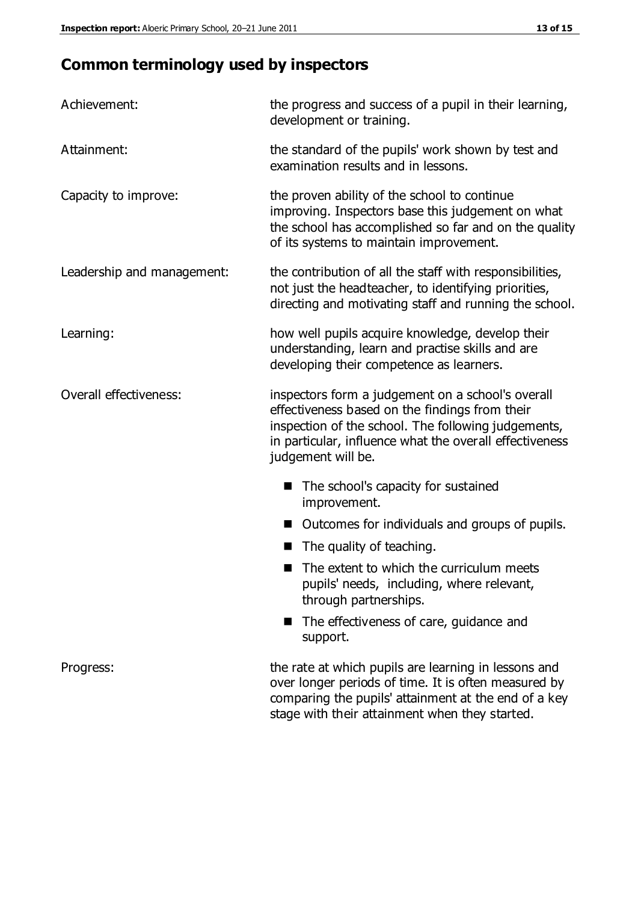## Common terminology used by inspectors

| | |
|---|---|
| Achievement: | the progress and success of a pupil in their learning, development or training. |
| Attainment: | the standard of the pupils' work shown by test and examination results and in lessons. |
| Capacity to improve: | the proven ability of the school to continue improving. Inspectors base this judgement on what the school has accomplished so far and on the quality of its systems to maintain improvement. |
| Leadership and management: | the contribution of all the staff with responsibilities, not just the headteacher, to identifying priorities, directing and motivating staff and running the school. |
| Learning: | how well pupils acquire knowledge, develop their understanding, learn and practise skills and are developing their competence as learners. |
| Overall effectiveness: | inspectors form a judgement on a school's overall effectiveness based on the findings from their inspection of the school. The following judgements, in particular, influence what the overall effectiveness judgement will be. <br>■ The school's capacity for sustained improvement. <br>■ Outcomes for individuals and groups of pupils. <br>■ The quality of teaching. <br>■ The extent to which the curriculum meets pupils' needs, including, where relevant, through partnerships. <br>■ The effectiveness of care, guidance and support. |
| Progress: | the rate at which pupils are learning in lessons and over longer periods of time. It is often measured by comparing the pupils' attainment at the end of a key stage with their attainment when they started. |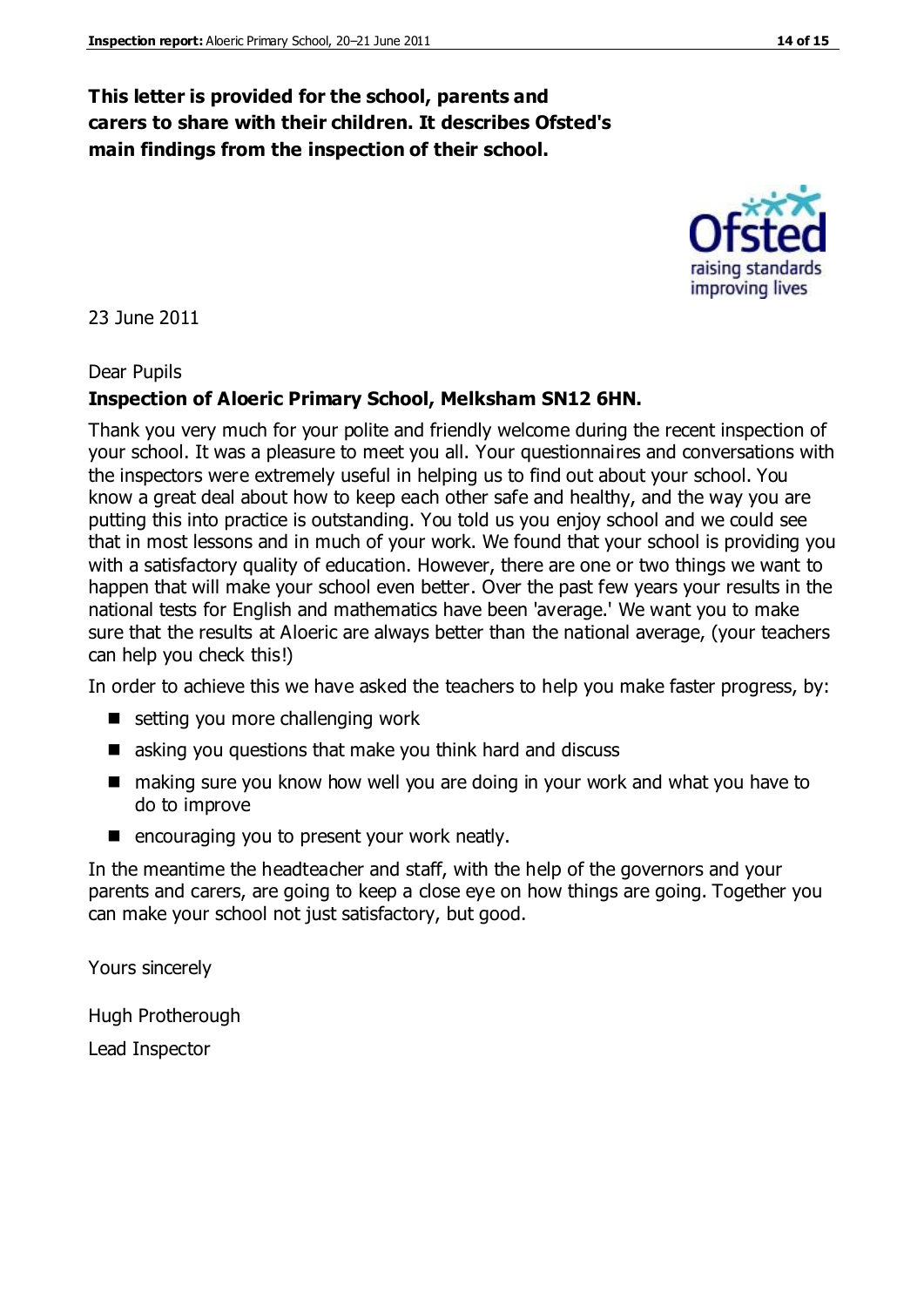**This letter is provided for the school, parents and carers to share with their children. It describes Ofsted's main findings from the inspection of their school.**

23 June 2011

Dear Pupils

**Inspection of Aloeric Primary School, Melksham SN12 6HN.**

Thank you very much for your polite and friendly welcome during the recent inspection of your school. It was a pleasure to meet you all. Your questionnaires and conversations with the inspectors were extremely useful in helping us to find out about your school. You know a great deal about how to keep each other safe and healthy, and the way you are putting this into practice is outstanding. You told us you enjoy school and we could see that in most lessons and in much of your work. We found that your school is providing you with a satisfactory quality of education. However, there are one or two things we want to happen that will make your school even better. Over the past few years your results in the national tests for English and mathematics have been 'average.' We want you to make sure that the results at Aloeric are always better than the national average, (your teachers can help you check this!)

In order to achieve this we have asked the teachers to help you make faster progress, by:

- setting you more challenging work
- asking you questions that make you think hard and discuss
- making sure you know how well you are doing in your work and what you have to do to improve
- encouraging you to present your work neatly.

In the meantime the headteacher and staff, with the help of the governors and your parents and carers, are going to keep a close eye on how things are going. Together you can make your school not just satisfactory, but good.

Yours sincerely

Hugh Protherough

Lead Inspector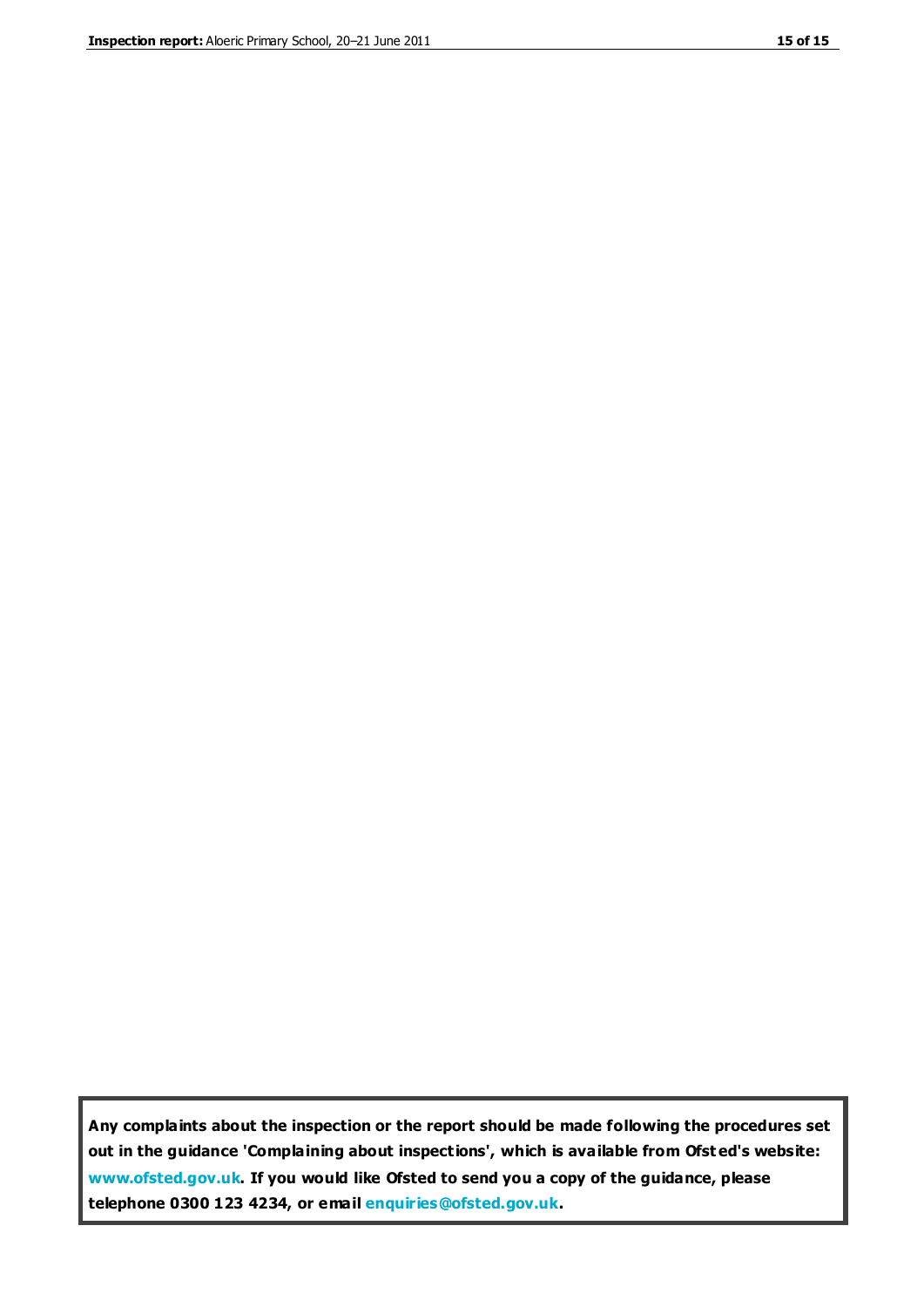**Any complaints about the inspection or the report should be made following the procedures set out in the guidance 'Complaining about inspections', which is available from Ofsted's website: www.ofsted.gov.uk. If you would like Ofsted to send you a copy of the guidance, please telephone 0300 123 4234, or email enquiries@ofsted.gov.uk.**